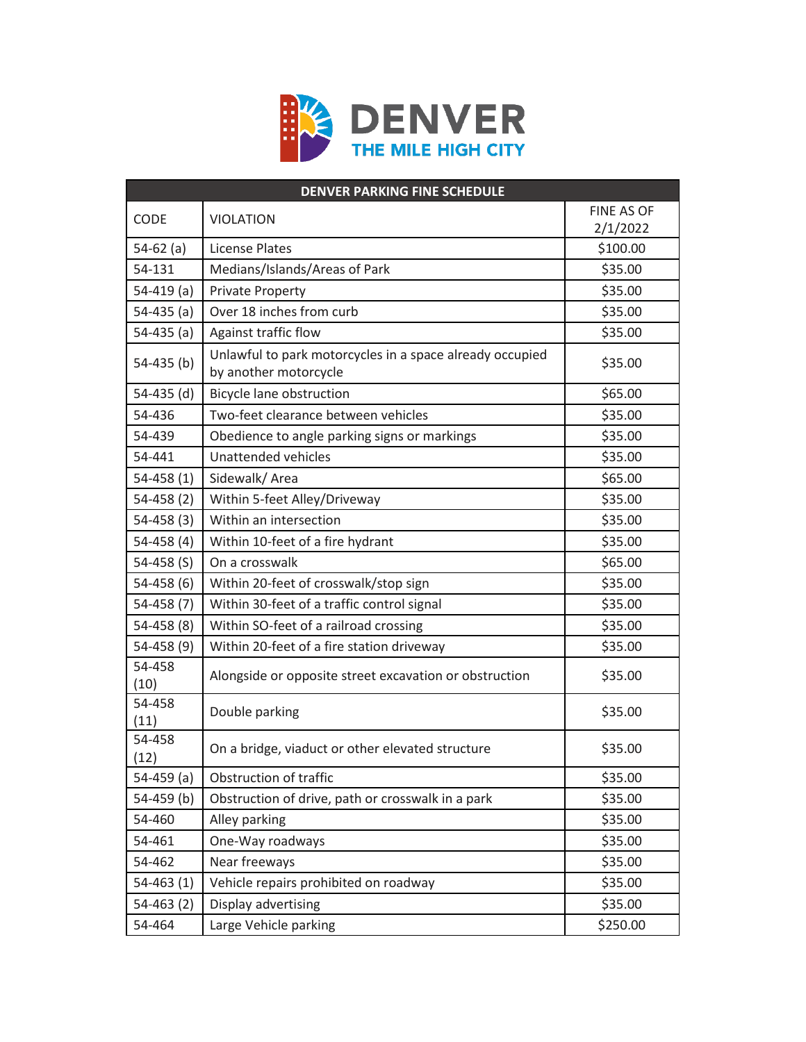DENVER
THE MILE HIGH CITY

| DENVER PARKING FINE SCHEDULE | | |
|---|---|---|
| CODE | VIOLATION | FINE AS OF 2/1/2022 |
| 54-62 (a) | License Plates | $100.00 |
| 54-131 | Medians/Islands/Areas of Park | $35.00 |
| 54-419 (a) | Private Property | $35.00 |
| 54-435 (a) | Over 18 inches from curb | $35.00 |
| 54-435 (a) | Against traffic flow | $35.00 |
| 54-435 (b) | Unlawful to park motorcycles in a space already occupied by another motorcycle | $35.00 |
| 54-435 (d) | Bicycle lane obstruction | $65.00 |
| 54-436 | Two-feet clearance between vehicles | $35.00 |
| 54-439 | Obedience to angle parking signs or markings | $35.00 |
| 54-441 | Unattended vehicles | $35.00 |
| 54-458 (1) | Sidewalk/ Area | $65.00 |
| 54-458 (2) | Within 5-feet Alley/Driveway | $35.00 |
| 54-458 (3) | Within an intersection | $35.00 |
| 54-458 (4) | Within 10-feet of a fire hydrant | $35.00 |
| 54-458 (S) | On a crosswalk | $65.00 |
| 54-458 (6) | Within 20-feet of crosswalk/stop sign | $35.00 |
| 54-458 (7) | Within 30-feet of a traffic control signal | $35.00 |
| 54-458 (8) | Within SO-feet of a railroad crossing | $35.00 |
| 54-458 (9) | Within 20-feet of a fire station driveway | $35.00 |
| 54-458 (10) | Alongside or opposite street excavation or obstruction | $35.00 |
| 54-458 (11) | Double parking | $35.00 |
| 54-458 (12) | On a bridge, viaduct or other elevated structure | $35.00 |
| 54-459 (a) | Obstruction of traffic | $35.00 |
| 54-459 (b) | Obstruction of drive, path or crosswalk in a park | $35.00 |
| 54-460 | Alley parking | $35.00 |
| 54-461 | One-Way roadways | $35.00 |
| 54-462 | Near freeways | $35.00 |
| 54-463 (1) | Vehicle repairs prohibited on roadway | $35.00 |
| 54-463 (2) | Display advertising | $35.00 |
| 54-464 | Large Vehicle parking | $250.00 |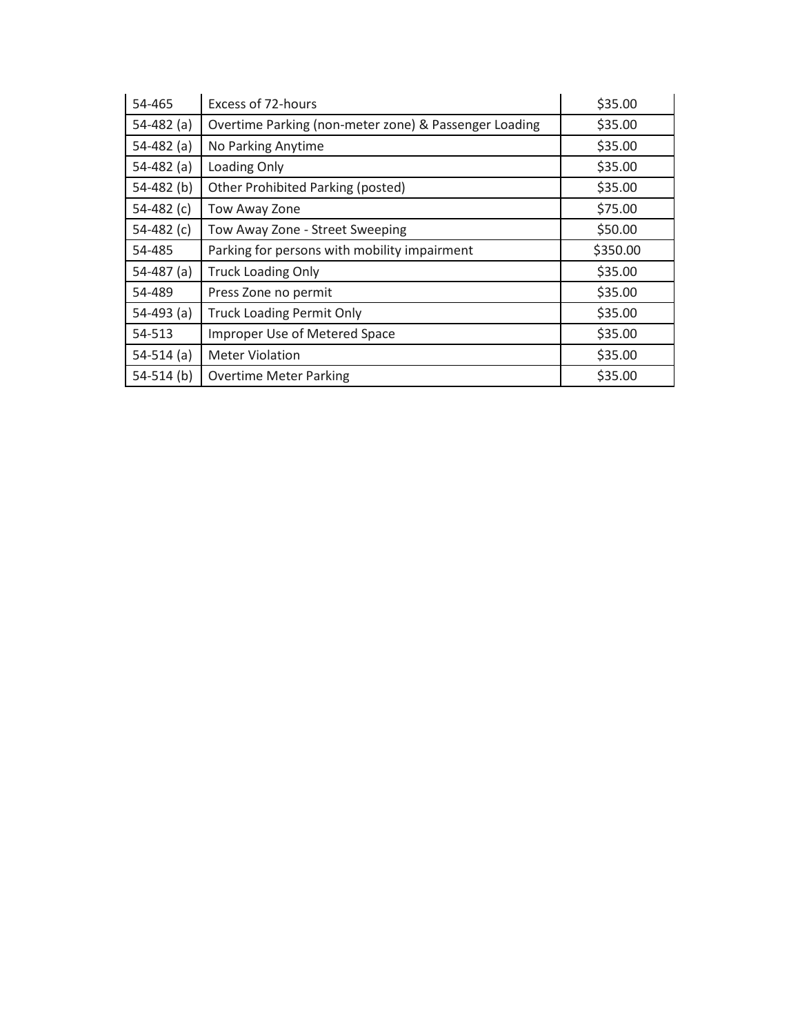| | | |
|---|---|---|
| 54-465 | Excess of 72-hours | $35.00 |
| 54-482 (a) | Overtime Parking (non-meter zone) & Passenger Loading | $35.00 |
| 54-482 (a) | No Parking Anytime | $35.00 |
| 54-482 (a) | Loading Only | $35.00 |
| 54-482 (b) | Other Prohibited Parking (posted) | $35.00 |
| 54-482 (c) | Tow Away Zone | $75.00 |
| 54-482 (c) | Tow Away Zone - Street Sweeping | $50.00 |
| 54-485 | Parking for persons with mobility impairment | $350.00 |
| 54-487 (a) | Truck Loading Only | $35.00 |
| 54-489 | Press Zone no permit | $35.00 |
| 54-493 (a) | Truck Loading Permit Only | $35.00 |
| 54-513 | Improper Use of Metered Space | $35.00 |
| 54-514 (a) | Meter Violation | $35.00 |
| 54-514 (b) | Overtime Meter Parking | $35.00 |